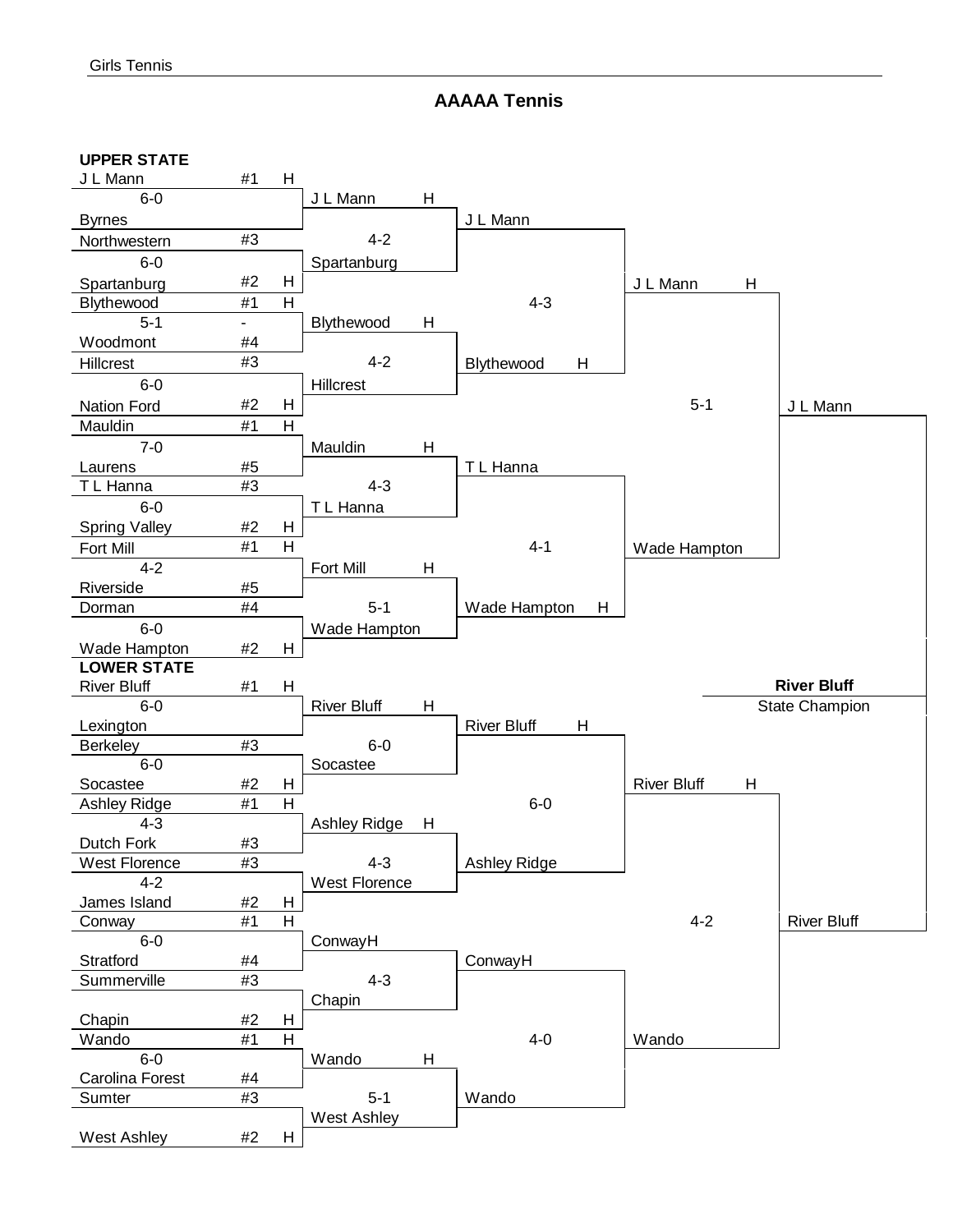# AAAAA Tennis

## UPPER STATE

### First Round

| Team | Seed | Home | Score |
|---|---|---|---|
| J L Mann | #1 | H | 6-0 |
| Byrnes | | | |
| Northwestern | #3 | | 6-0 |
| Spartanburg | #2 | H | |
| Blythewood | #1 | H | 5-1 |
| Woodmont | #4 | | |
| Hillcrest | #3 | | 6-0 |
| Nation Ford | #2 | H | |
| Mauldin | #1 | H | 7-0 |
| Laurens | #5 | | |
| T L Hanna | #3 | | 6-0 |
| Spring Valley | #2 | H | |
| Fort Mill | #1 | H | 4-2 |
| Riverside | #5 | | |
| Dorman | #4 | | 6-0 |
| Wade Hampton | #2 | H | |

The seed column entry for Woodmont's opponent line shows "-".

### Second Round

| Matchup | Score |
|---|---|
| J L Mann (H) vs. Spartanburg | 4-2 |
| Blythewood (H) vs. Hillcrest | 4-2 |
| Mauldin (H) vs. T L Hanna | 4-3 |
| Fort Mill (H) vs. Wade Hampton | 5-1 |

### Third Round

| Matchup | Score |
|---|---|
| J L Mann vs. Blythewood (H) | 4-3 |
| T L Hanna vs. Wade Hampton (H) | 4-1 |

### Upper State Final

| Matchup | Score |
|---|---|
| J L Mann (H) vs. Wade Hampton | 5-1 |

Upper State Champion: J L Mann

## LOWER STATE

### First Round

| Team | Seed | Home | Score |
|---|---|---|---|
| River Bluff | #1 | H | 6-0 |
| Lexington | | | |
| Berkeley | #3 | | 6-0 |
| Socastee | #2 | H | |
| Ashley Ridge | #1 | H | 4-3 |
| Dutch Fork | #3 | | |
| West Florence | #3 | | 4-2 |
| James Island | #2 | H | |
| Conway | #1 | H | 6-0 |
| Stratford | #4 | | |
| Summerville | #3 | | |
| Chapin | #2 | H | |
| Wando | #1 | H | 6-0 |
| Carolina Forest | #4 | | |
| Sumter | #3 | | |
| West Ashley | #2 | H | |

### Second Round

| Matchup | Score |
|---|---|
| River Bluff (H) vs. Socastee | 6-0 |
| Ashley Ridge (H) vs. West Florence | 4-3 |
| ConwayH vs. Chapin | 4-3 |
| Wando (H) vs. West Ashley | 5-1 |

### Third Round

| Matchup | Score |
|---|---|
| River Bluff (H) vs. Ashley Ridge | 6-0 |
| ConwayH vs. Wando | 4-0 |

### Lower State Final

| Matchup | Score |
|---|---|
| River Bluff (H) vs. Wando | 4-2 |

Lower State Champion: River Bluff

## State Final

J L Mann vs. River Bluff

**River Bluff**

State Champion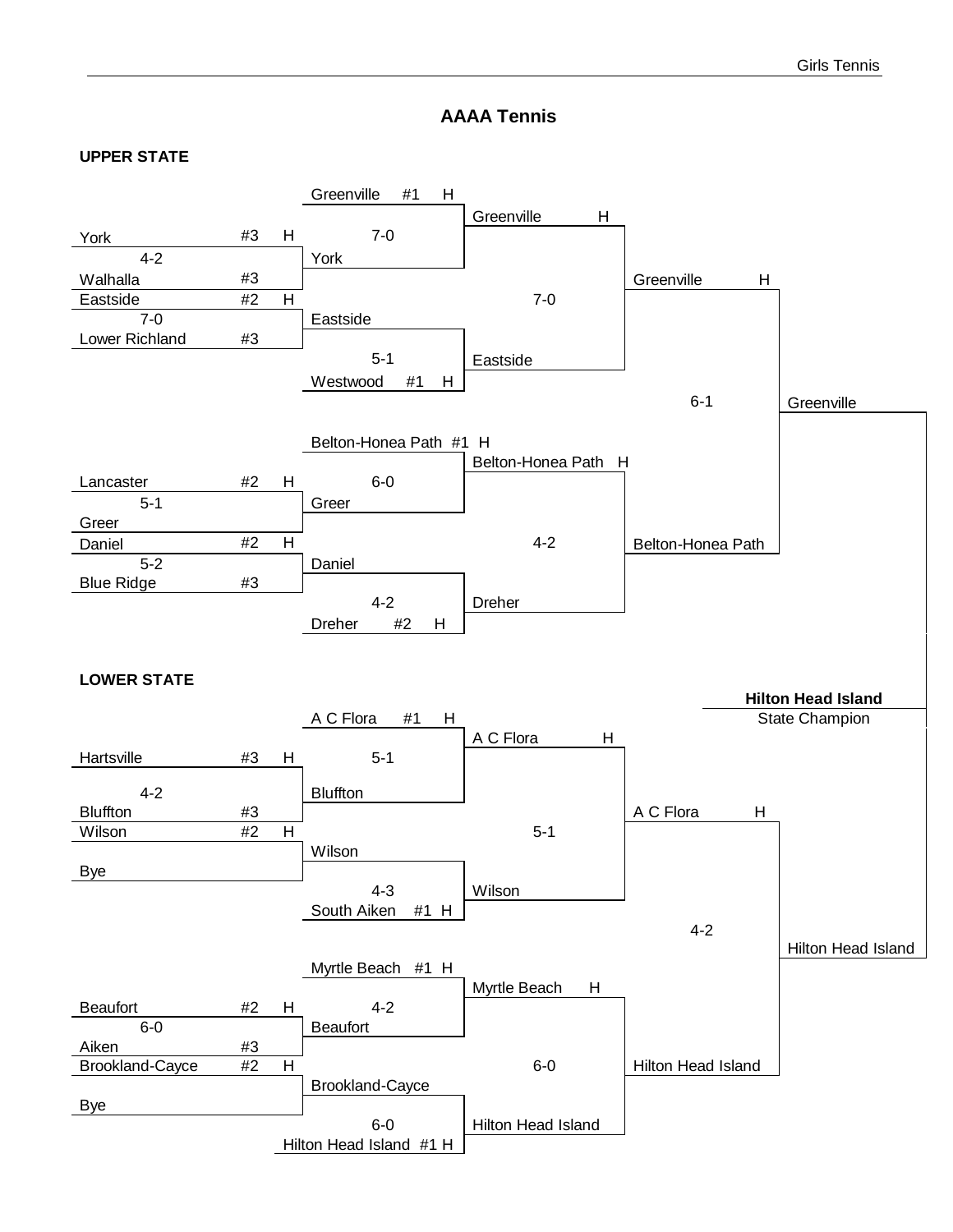# AAAA Tennis

## UPPER STATE

**First Round**

| Matchup | Score | Winner |
|---|---|---|
| York #3 H vs. Walhalla #3 | 4-2 | York |
| Eastside #2 H vs. Lower Richland #3 | 7-0 | Eastside |
| Lancaster #2 H vs. Greer | 5-1 | Greer |
| Daniel #2 H vs. Blue Ridge #3 | 5-2 | Daniel |

**Second Round**

| Matchup | Score | Winner |
|---|---|---|
| Greenville #1 H vs. York | 7-0 | Greenville |
| Eastside vs. Westwood #1 H | 5-1 | Eastside |
| Belton-Honea Path #1 H vs. Greer | 6-0 | Belton-Honea Path |
| Daniel vs. Dreher #2 H | 4-2 | Dreher |

**Third Round**

| Matchup | Score | Winner |
|---|---|---|
| Greenville H vs. Eastside | 7-0 | Greenville |
| Belton-Honea Path H vs. Dreher | 4-2 | Belton-Honea Path |

**Upper State Final**

| Matchup | Score | Winner |
|---|---|---|
| Greenville H vs. Belton-Honea Path | 6-1 | Greenville |

## LOWER STATE

**First Round**

| Matchup | Score | Winner |
|---|---|---|
| Hartsville #3 H vs. Bluffton #3 | 4-2 | Bluffton |
| Wilson #2 H vs. Bye | | Wilson |
| Beaufort #2 H vs. Aiken #3 | 6-0 | Beaufort |
| Brookland-Cayce #2 H vs. Bye | | Brookland-Cayce |

**Second Round**

| Matchup | Score | Winner |
|---|---|---|
| A C Flora #1 H vs. Bluffton | 5-1 | A C Flora |
| Wilson vs. South Aiken #1 H | 4-3 | Wilson |
| Myrtle Beach #1 H vs. Beaufort | 4-2 | Myrtle Beach |
| Brookland-Cayce vs. Hilton Head Island #1 H | 6-0 | Hilton Head Island |

**Third Round**

| Matchup | Score | Winner |
|---|---|---|
| A C Flora H vs. Wilson | 5-1 | A C Flora |
| Myrtle Beach H vs. Hilton Head Island | 6-0 | Hilton Head Island |

**Lower State Final**

| Matchup | Score | Winner |
|---|---|---|
| A C Flora H vs. Hilton Head Island | 4-2 | Hilton Head Island |

## State Final

Greenville vs. Hilton Head Island

**Hilton Head Island**
State Champion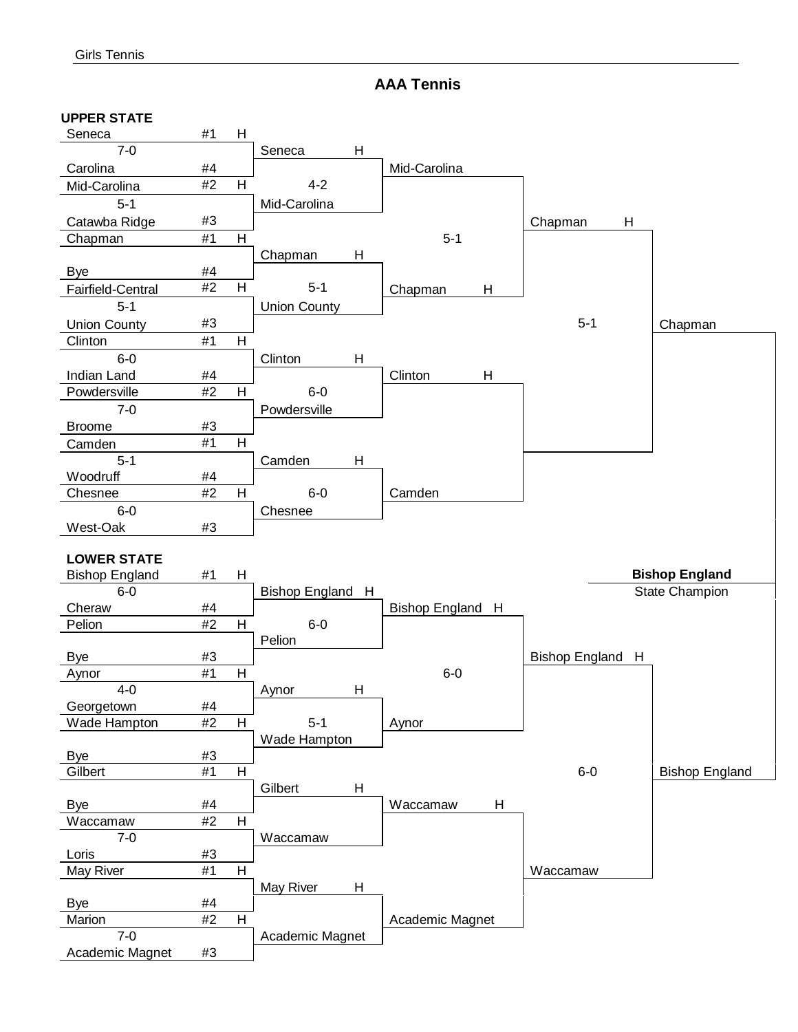# AAA Tennis

## UPPER STATE

### First Round

| Team | Seed | Home | Score |
|---|---|---|---|
| Seneca | #1 | H | 7-0 |
| Carolina | #4 | | |
| Mid-Carolina | #2 | H | 5-1 |
| Catawba Ridge | #3 | | |
| Chapman | #1 | H | |
| Bye | #4 | | |
| Fairfield-Central | #2 | H | 5-1 |
| Union County | #3 | | |
| Clinton | #1 | H | 6-0 |
| Indian Land | #4 | | |
| Powdersville | #2 | H | 7-0 |
| Broome | #3 | | |
| Camden | #1 | H | 5-1 |
| Woodruff | #4 | | |
| Chesnee | #2 | H | 6-0 |
| West-Oak | #3 | | |

### Second Round

- Seneca (H) vs. Mid-Carolina — 4-2
- Chapman (H) vs. Union County — 5-1
- Clinton (H) vs. Powdersville — 6-0
- Camden (H) vs. Chesnee — 6-0

### Third Round

- Mid-Carolina vs. Chapman (H) — 5-1
- Clinton (H) vs. Camden

### Upper State Final

- Chapman (H) — 5-1

**Upper State Champion:** Chapman

## LOWER STATE

### First Round

| Team | Seed | Home | Score |
|---|---|---|---|
| Bishop England | #1 | H | 6-0 |
| Cheraw | #4 | | |
| Pelion | #2 | H | |
| Bye | #3 | | |
| Aynor | #1 | H | 4-0 |
| Georgetown | #4 | | |
| Wade Hampton | #2 | H | |
| Bye | #3 | | |
| Gilbert | #1 | H | |
| Bye | #4 | | |
| Waccamaw | #2 | H | 7-0 |
| Loris | #3 | | |
| May River | #1 | H | |
| Bye | #4 | | |
| Marion | #2 | H | 7-0 |
| Academic Magnet | #3 | | |

### Second Round

- Bishop England (H) vs. Pelion — 6-0
- Aynor (H) vs. Wade Hampton — 5-1
- Gilbert (H) vs. Waccamaw
- May River (H) vs. Academic Magnet

### Third Round

- Bishop England (H) vs. Aynor — 6-0
- Waccamaw (H) vs. Academic Magnet

### Lower State Final

- Bishop England (H) vs. Waccamaw — 6-0

**Lower State Champion:** Bishop England

## State Final

Chapman vs. Bishop England

**Bishop England**
State Champion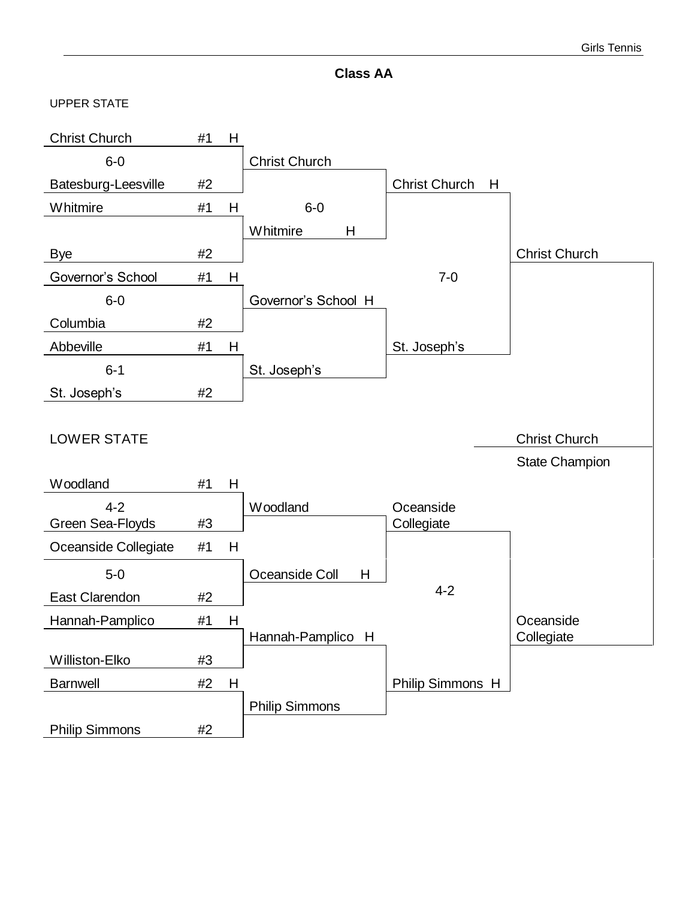## Class AA

### UPPER STATE

**First Round**

| Team | Seed | Home | Score |
|---|---|---|---|
| Christ Church | #1 | H | 6-0 |
| Batesburg-Leesville | #2 | | |
| Whitmire | #1 | H | |
| Bye | #2 | | |
| Governor's School | #1 | H | 6-0 |
| Columbia | #2 | | |
| Abbeville | #1 | H | 6-1 |
| St. Joseph's | #2 | | |

**Second Round**

| Team | Home | Score |
|---|---|---|
| Christ Church | | 6-0 |
| Whitmire | H | |
| Governor's School | H | |
| St. Joseph's | | |

**Upper State Final**

| Team | Home | Score |
|---|---|---|
| Christ Church | H | 7-0 |
| St. Joseph's | | |

**Upper State Champion:** Christ Church

### LOWER STATE

**First Round**

| Team | Seed | Home | Score |
|---|---|---|---|
| Woodland | #1 | H | 4-2 |
| Green Sea-Floyds | #3 | | |
| Oceanside Collegiate | #1 | H | 5-0 |
| East Clarendon | #2 | | |
| Hannah-Pamplico | #1 | H | |
| Williston-Elko | #3 | | |
| Barnwell | #2 | H | |
| Philip Simmons | #2 | | |

**Second Round**

| Team | Home | Score |
|---|---|---|
| Woodland | | |
| Oceanside Coll | H | |
| Hannah-Pamplico | H | |
| Philip Simmons | | |

**Lower State Final**

| Team | Home | Score |
|---|---|---|
| Oceanside Collegiate | | 4-2 |
| Philip Simmons | H | |

**Lower State Champion:** Oceanside Collegiate

### STATE FINAL

Christ Church vs. Oceanside Collegiate

**Christ Church — State Champion**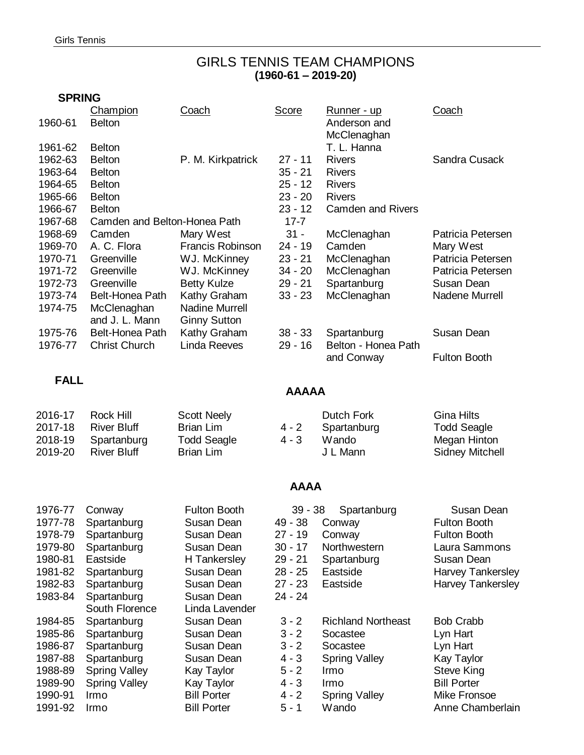# GIRLS TENNIS TEAM CHAMPIONS
**(1960-61 – 2019-20)**

## SPRING

| | Champion | Coach | Score | Runner - up | Coach |
|---|---|---|---|---|---|
| 1960-61 | Belton | | | Anderson and McClenaghan | |
| 1961-62 | Belton | | | T. L. Hanna | |
| 1962-63 | Belton | P. M. Kirkpatrick | 27 - 11 | Rivers | Sandra Cusack |
| 1963-64 | Belton | | 35 - 21 | Rivers | |
| 1964-65 | Belton | | 25 - 12 | Rivers | |
| 1965-66 | Belton | | 23 - 20 | Rivers | |
| 1966-67 | Belton | | 23 - 12 | Camden and Rivers | |
| 1967-68 | Camden and Belton-Honea Path | | 17-7 | | |
| 1968-69 | Camden | Mary West | 31 - | McClenaghan | Patricia Petersen |
| 1969-70 | A. C. Flora | Francis Robinson | 24 - 19 | Camden | Mary West |
| 1970-71 | Greenville | WJ. McKinney | 23 - 21 | McClenaghan | Patricia Petersen |
| 1971-72 | Greenville | WJ. McKinney | 34 - 20 | McClenaghan | Patricia Petersen |
| 1972-73 | Greenville | Betty Kulze | 29 - 21 | Spartanburg | Susan Dean |
| 1973-74 | Belt-Honea Path | Kathy Graham | 33 - 23 | McClenaghan | Nadene Murrell |
| 1974-75 | McClenaghan and J. L. Mann | Nadine Murrell Ginny Sutton | | | |
| 1975-76 | Belt-Honea Path | Kathy Graham | 38 - 33 | Spartanburg | Susan Dean |
| 1976-77 | Christ Church | Linda Reeves | 29 - 16 | Belton - Honea Path and Conway | Fulton Booth |

## FALL

### AAAAA

| | Champion | Coach | Score | Runner - up | Coach |
|---|---|---|---|---|---|
| 2016-17 | Rock Hill | Scott Neely | | Dutch Fork | Gina Hilts |
| 2017-18 | River Bluff | Brian Lim | 4 - 2 | Spartanburg | Todd Seagle |
| 2018-19 | Spartanburg | Todd Seagle | 4 - 3 | Wando | Megan Hinton |
| 2019-20 | River Bluff | Brian Lim | | J L Mann | Sidney Mitchell |

### AAAA

| | Champion | Coach | Score | Runner - up | Coach |
|---|---|---|---|---|---|
| 1976-77 | Conway | Fulton Booth | 39 - 38 | Spartanburg | Susan Dean |
| 1977-78 | Spartanburg | Susan Dean | 49 - 38 | Conway | Fulton Booth |
| 1978-79 | Spartanburg | Susan Dean | 27 - 19 | Conway | Fulton Booth |
| 1979-80 | Spartanburg | Susan Dean | 30 - 17 | Northwestern | Laura Sammons |
| 1980-81 | Eastside | H Tankersley | 29 - 21 | Spartanburg | Susan Dean |
| 1981-82 | Spartanburg | Susan Dean | 28 - 25 | Eastside | Harvey Tankersley |
| 1982-83 | Spartanburg | Susan Dean | 27 - 23 | Eastside | Harvey Tankersley |
| 1983-84 | Spartanburg South Florence | Susan Dean Linda Lavender | 24 - 24 | | |
| 1984-85 | Spartanburg | Susan Dean | 3 - 2 | Richland Northeast | Bob Crabb |
| 1985-86 | Spartanburg | Susan Dean | 3 - 2 | Socastee | Lyn Hart |
| 1986-87 | Spartanburg | Susan Dean | 3 - 2 | Socastee | Lyn Hart |
| 1987-88 | Spartanburg | Susan Dean | 4 - 3 | Spring Valley | Kay Taylor |
| 1988-89 | Spring Valley | Kay Taylor | 5 - 2 | Irmo | Steve King |
| 1989-90 | Spring Valley | Kay Taylor | 4 - 3 | Irmo | Bill Porter |
| 1990-91 | Irmo | Bill Porter | 4 - 2 | Spring Valley | Mike Fronsoe |
| 1991-92 | Irmo | Bill Porter | 5 - 1 | Wando | Anne Chamberlain |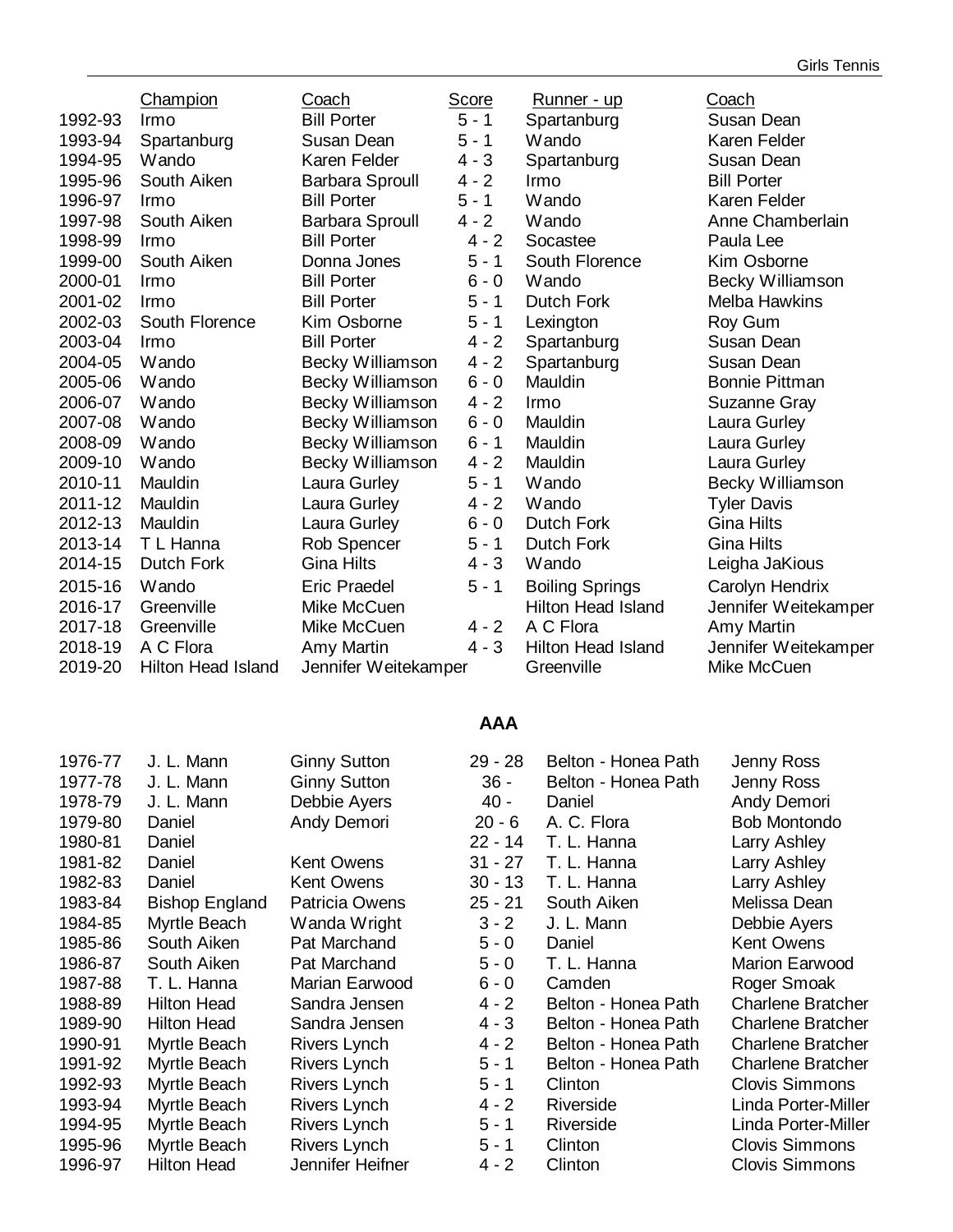| | Champion | Coach | Score | Runner - up | Coach |
|---|---|---|---|---|---|
| 1992-93 | Irmo | Bill Porter | 5 - 1 | Spartanburg | Susan Dean |
| 1993-94 | Spartanburg | Susan Dean | 5 - 1 | Wando | Karen Felder |
| 1994-95 | Wando | Karen Felder | 4 - 3 | Spartanburg | Susan Dean |
| 1995-96 | South Aiken | Barbara Sproull | 4 - 2 | Irmo | Bill Porter |
| 1996-97 | Irmo | Bill Porter | 5 - 1 | Wando | Karen Felder |
| 1997-98 | South Aiken | Barbara Sproull | 4 - 2 | Wando | Anne Chamberlain |
| 1998-99 | Irmo | Bill Porter | 4 - 2 | Socastee | Paula Lee |
| 1999-00 | South Aiken | Donna Jones | 5 - 1 | South Florence | Kim Osborne |
| 2000-01 | Irmo | Bill Porter | 6 - 0 | Wando | Becky Williamson |
| 2001-02 | Irmo | Bill Porter | 5 - 1 | Dutch Fork | Melba Hawkins |
| 2002-03 | South Florence | Kim Osborne | 5 - 1 | Lexington | Roy Gum |
| 2003-04 | Irmo | Bill Porter | 4 - 2 | Spartanburg | Susan Dean |
| 2004-05 | Wando | Becky Williamson | 4 - 2 | Spartanburg | Susan Dean |
| 2005-06 | Wando | Becky Williamson | 6 - 0 | Mauldin | Bonnie Pittman |
| 2006-07 | Wando | Becky Williamson | 4 - 2 | Irmo | Suzanne Gray |
| 2007-08 | Wando | Becky Williamson | 6 - 0 | Mauldin | Laura Gurley |
| 2008-09 | Wando | Becky Williamson | 6 - 1 | Mauldin | Laura Gurley |
| 2009-10 | Wando | Becky Williamson | 4 - 2 | Mauldin | Laura Gurley |
| 2010-11 | Mauldin | Laura Gurley | 5 - 1 | Wando | Becky Williamson |
| 2011-12 | Mauldin | Laura Gurley | 4 - 2 | Wando | Tyler Davis |
| 2012-13 | Mauldin | Laura Gurley | 6 - 0 | Dutch Fork | Gina Hilts |
| 2013-14 | T L Hanna | Rob Spencer | 5 - 1 | Dutch Fork | Gina Hilts |
| 2014-15 | Dutch Fork | Gina Hilts | 4 - 3 | Wando | Leigha JaKious |
| 2015-16 | Wando | Eric Praedel | 5 - 1 | Boiling Springs | Carolyn Hendrix |
| 2016-17 | Greenville | Mike McCuen | | Hilton Head Island | Jennifer Weitekamper |
| 2017-18 | Greenville | Mike McCuen | 4 - 2 | A C Flora | Amy Martin |
| 2018-19 | A C Flora | Amy Martin | 4 - 3 | Hilton Head Island | Jennifer Weitekamper |
| 2019-20 | Hilton Head Island | Jennifer Weitekamper | | Greenville | Mike McCuen |

## AAA

| | Champion | Coach | Score | Runner - up | Coach |
|---|---|---|---|---|---|
| 1976-77 | J. L. Mann | Ginny Sutton | 29 - 28 | Belton - Honea Path | Jenny Ross |
| 1977-78 | J. L. Mann | Ginny Sutton | 36 - | Belton - Honea Path | Jenny Ross |
| 1978-79 | J. L. Mann | Debbie Ayers | 40 - | Daniel | Andy Demori |
| 1979-80 | Daniel | Andy Demori | 20 - 6 | A. C. Flora | Bob Montondo |
| 1980-81 | Daniel | | 22 - 14 | T. L. Hanna | Larry Ashley |
| 1981-82 | Daniel | Kent Owens | 31 - 27 | T. L. Hanna | Larry Ashley |
| 1982-83 | Daniel | Kent Owens | 30 - 13 | T. L. Hanna | Larry Ashley |
| 1983-84 | Bishop England | Patricia Owens | 25 - 21 | South Aiken | Melissa Dean |
| 1984-85 | Myrtle Beach | Wanda Wright | 3 - 2 | J. L. Mann | Debbie Ayers |
| 1985-86 | South Aiken | Pat Marchand | 5 - 0 | Daniel | Kent Owens |
| 1986-87 | South Aiken | Pat Marchand | 5 - 0 | T. L. Hanna | Marion Earwood |
| 1987-88 | T. L. Hanna | Marian Earwood | 6 - 0 | Camden | Roger Smoak |
| 1988-89 | Hilton Head | Sandra Jensen | 4 - 2 | Belton - Honea Path | Charlene Bratcher |
| 1989-90 | Hilton Head | Sandra Jensen | 4 - 3 | Belton - Honea Path | Charlene Bratcher |
| 1990-91 | Myrtle Beach | Rivers Lynch | 4 - 2 | Belton - Honea Path | Charlene Bratcher |
| 1991-92 | Myrtle Beach | Rivers Lynch | 5 - 1 | Belton - Honea Path | Charlene Bratcher |
| 1992-93 | Myrtle Beach | Rivers Lynch | 5 - 1 | Clinton | Clovis Simmons |
| 1993-94 | Myrtle Beach | Rivers Lynch | 4 - 2 | Riverside | Linda Porter-Miller |
| 1994-95 | Myrtle Beach | Rivers Lynch | 5 - 1 | Riverside | Linda Porter-Miller |
| 1995-96 | Myrtle Beach | Rivers Lynch | 5 - 1 | Clinton | Clovis Simmons |
| 1996-97 | Hilton Head | Jennifer Heifner | 4 - 2 | Clinton | Clovis Simmons |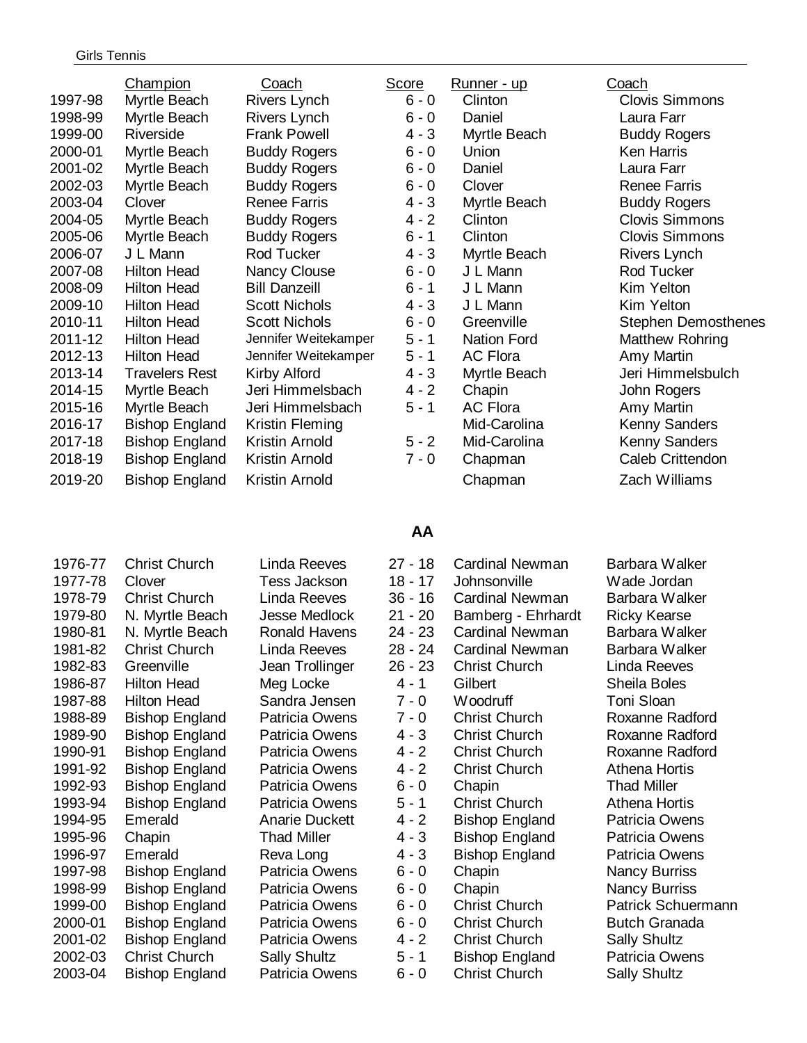Girls Tennis

| | Champion | Coach | Score | Runner - up | Coach |
|---|---|---|---|---|---|
| 1997-98 | Myrtle Beach | Rivers Lynch | 6 - 0 | Clinton | Clovis Simmons |
| 1998-99 | Myrtle Beach | Rivers Lynch | 6 - 0 | Daniel | Laura Farr |
| 1999-00 | Riverside | Frank Powell | 4 - 3 | Myrtle Beach | Buddy Rogers |
| 2000-01 | Myrtle Beach | Buddy Rogers | 6 - 0 | Union | Ken Harris |
| 2001-02 | Myrtle Beach | Buddy Rogers | 6 - 0 | Daniel | Laura Farr |
| 2002-03 | Myrtle Beach | Buddy Rogers | 6 - 0 | Clover | Renee Farris |
| 2003-04 | Clover | Renee Farris | 4 - 3 | Myrtle Beach | Buddy Rogers |
| 2004-05 | Myrtle Beach | Buddy Rogers | 4 - 2 | Clinton | Clovis Simmons |
| 2005-06 | Myrtle Beach | Buddy Rogers | 6 - 1 | Clinton | Clovis Simmons |
| 2006-07 | J L Mann | Rod Tucker | 4 - 3 | Myrtle Beach | Rivers Lynch |
| 2007-08 | Hilton Head | Nancy Clouse | 6 - 0 | J L Mann | Rod Tucker |
| 2008-09 | Hilton Head | Bill Danzeill | 6 - 1 | J L Mann | Kim Yelton |
| 2009-10 | Hilton Head | Scott Nichols | 4 - 3 | J L Mann | Kim Yelton |
| 2010-11 | Hilton Head | Scott Nichols | 6 - 0 | Greenville | Stephen Demosthenes |
| 2011-12 | Hilton Head | Jennifer Weitekamper | 5 - 1 | Nation Ford | Matthew Rohring |
| 2012-13 | Hilton Head | Jennifer Weitekamper | 5 - 1 | AC Flora | Amy Martin |
| 2013-14 | Travelers Rest | Kirby Alford | 4 - 3 | Myrtle Beach | Jeri Himmelsbulch |
| 2014-15 | Myrtle Beach | Jeri Himmelsbach | 4 - 2 | Chapin | John Rogers |
| 2015-16 | Myrtle Beach | Jeri Himmelsbach | 5 - 1 | AC Flora | Amy Martin |
| 2016-17 | Bishop England | Kristin Fleming | | Mid-Carolina | Kenny Sanders |
| 2017-18 | Bishop England | Kristin Arnold | 5 - 2 | Mid-Carolina | Kenny Sanders |
| 2018-19 | Bishop England | Kristin Arnold | 7 - 0 | Chapman | Caleb Crittendon |
| 2019-20 | Bishop England | Kristin Arnold | | Chapman | Zach Williams |

## AA

| | Champion | Coach | Score | Runner - up | Coach |
|---|---|---|---|---|---|
| 1976-77 | Christ Church | Linda Reeves | 27 - 18 | Cardinal Newman | Barbara Walker |
| 1977-78 | Clover | Tess Jackson | 18 - 17 | Johnsonville | Wade Jordan |
| 1978-79 | Christ Church | Linda Reeves | 36 - 16 | Cardinal Newman | Barbara Walker |
| 1979-80 | N. Myrtle Beach | Jesse Medlock | 21 - 20 | Bamberg - Ehrhardt | Ricky Kearse |
| 1980-81 | N. Myrtle Beach | Ronald Havens | 24 - 23 | Cardinal Newman | Barbara Walker |
| 1981-82 | Christ Church | Linda Reeves | 28 - 24 | Cardinal Newman | Barbara Walker |
| 1982-83 | Greenville | Jean Trollinger | 26 - 23 | Christ Church | Linda Reeves |
| 1986-87 | Hilton Head | Meg Locke | 4 - 1 | Gilbert | Sheila Boles |
| 1987-88 | Hilton Head | Sandra Jensen | 7 - 0 | Woodruff | Toni Sloan |
| 1988-89 | Bishop England | Patricia Owens | 7 - 0 | Christ Church | Roxanne Radford |
| 1989-90 | Bishop England | Patricia Owens | 4 - 3 | Christ Church | Roxanne Radford |
| 1990-91 | Bishop England | Patricia Owens | 4 - 2 | Christ Church | Roxanne Radford |
| 1991-92 | Bishop England | Patricia Owens | 4 - 2 | Christ Church | Athena Hortis |
| 1992-93 | Bishop England | Patricia Owens | 6 - 0 | Chapin | Thad Miller |
| 1993-94 | Bishop England | Patricia Owens | 5 - 1 | Christ Church | Athena Hortis |
| 1994-95 | Emerald | Anarie Duckett | 4 - 2 | Bishop England | Patricia Owens |
| 1995-96 | Chapin | Thad Miller | 4 - 3 | Bishop England | Patricia Owens |
| 1996-97 | Emerald | Reva Long | 4 - 3 | Bishop England | Patricia Owens |
| 1997-98 | Bishop England | Patricia Owens | 6 - 0 | Chapin | Nancy Burriss |
| 1998-99 | Bishop England | Patricia Owens | 6 - 0 | Chapin | Nancy Burriss |
| 1999-00 | Bishop England | Patricia Owens | 6 - 0 | Christ Church | Patrick Schuermann |
| 2000-01 | Bishop England | Patricia Owens | 6 - 0 | Christ Church | Butch Granada |
| 2001-02 | Bishop England | Patricia Owens | 4 - 2 | Christ Church | Sally Shultz |
| 2002-03 | Christ Church | Sally Shultz | 5 - 1 | Bishop England | Patricia Owens |
| 2003-04 | Bishop England | Patricia Owens | 6 - 0 | Christ Church | Sally Shultz |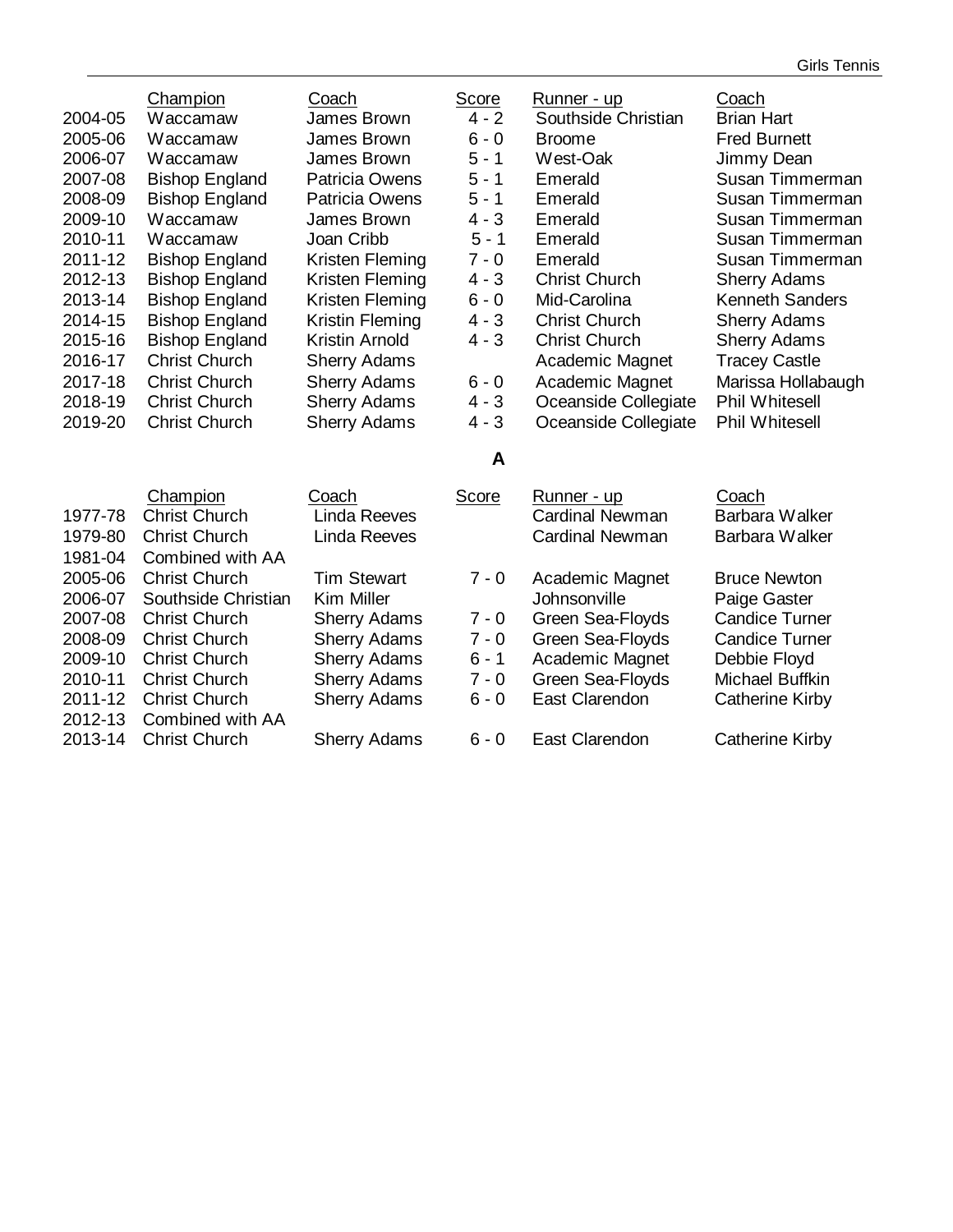| | Champion | Coach | Score | Runner - up | Coach |
|---|---|---|---|---|---|
| 2004-05 | Waccamaw | James Brown | 4 - 2 | Southside Christian | Brian Hart |
| 2005-06 | Waccamaw | James Brown | 6 - 0 | Broome | Fred Burnett |
| 2006-07 | Waccamaw | James Brown | 5 - 1 | West-Oak | Jimmy Dean |
| 2007-08 | Bishop England | Patricia Owens | 5 - 1 | Emerald | Susan Timmerman |
| 2008-09 | Bishop England | Patricia Owens | 5 - 1 | Emerald | Susan Timmerman |
| 2009-10 | Waccamaw | James Brown | 4 - 3 | Emerald | Susan Timmerman |
| 2010-11 | Waccamaw | Joan Cribb | 5 - 1 | Emerald | Susan Timmerman |
| 2011-12 | Bishop England | Kristen Fleming | 7 - 0 | Emerald | Susan Timmerman |
| 2012-13 | Bishop England | Kristen Fleming | 4 - 3 | Christ Church | Sherry Adams |
| 2013-14 | Bishop England | Kristen Fleming | 6 - 0 | Mid-Carolina | Kenneth Sanders |
| 2014-15 | Bishop England | Kristin Fleming | 4 - 3 | Christ Church | Sherry Adams |
| 2015-16 | Bishop England | Kristin Arnold | 4 - 3 | Christ Church | Sherry Adams |
| 2016-17 | Christ Church | Sherry Adams | | Academic Magnet | Tracey Castle |
| 2017-18 | Christ Church | Sherry Adams | 6 - 0 | Academic Magnet | Marissa Hollabaugh |
| 2018-19 | Christ Church | Sherry Adams | 4 - 3 | Oceanside Collegiate | Phil Whitesell |
| 2019-20 | Christ Church | Sherry Adams | 4 - 3 | Oceanside Collegiate | Phil Whitesell |

## A

| | Champion | Coach | Score | Runner - up | Coach |
|---|---|---|---|---|---|
| 1977-78 | Christ Church | Linda Reeves | | Cardinal Newman | Barbara Walker |
| 1979-80 | Christ Church | Linda Reeves | | Cardinal Newman | Barbara Walker |
| 1981-04 | Combined with AA | | | | |
| 2005-06 | Christ Church | Tim Stewart | 7 - 0 | Academic Magnet | Bruce Newton |
| 2006-07 | Southside Christian | Kim Miller | | Johnsonville | Paige Gaster |
| 2007-08 | Christ Church | Sherry Adams | 7 - 0 | Green Sea-Floyds | Candice Turner |
| 2008-09 | Christ Church | Sherry Adams | 7 - 0 | Green Sea-Floyds | Candice Turner |
| 2009-10 | Christ Church | Sherry Adams | 6 - 1 | Academic Magnet | Debbie Floyd |
| 2010-11 | Christ Church | Sherry Adams | 7 - 0 | Green Sea-Floyds | Michael Buffkin |
| 2011-12 | Christ Church | Sherry Adams | 6 - 0 | East Clarendon | Catherine Kirby |
| 2012-13 | Combined with AA | | | | |
| 2013-14 | Christ Church | Sherry Adams | 6 - 0 | East Clarendon | Catherine Kirby |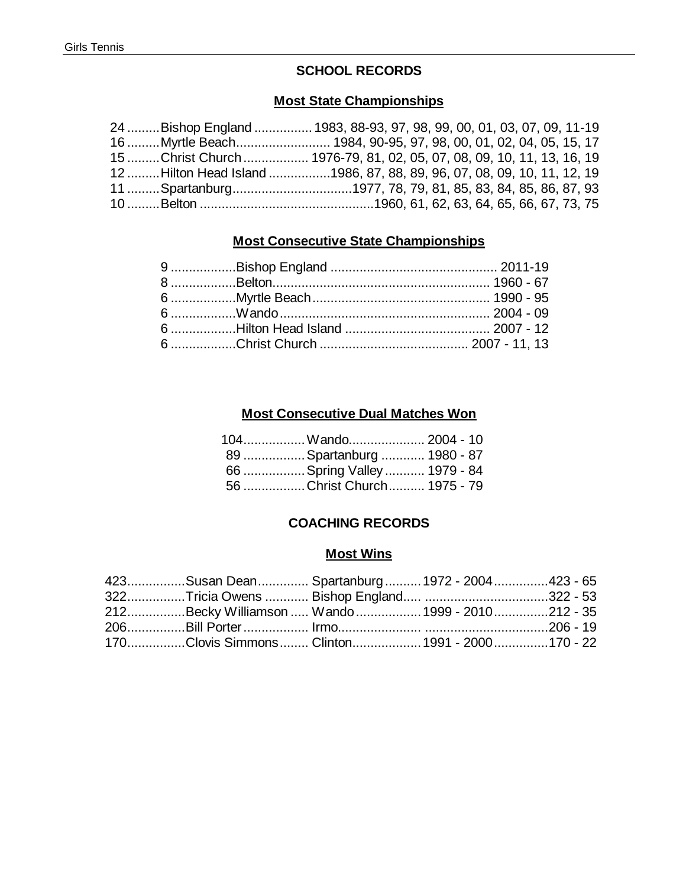## SCHOOL RECORDS

### Most State Championships

| | | |
|---|---|---|
| 24 | Bishop England | 1983, 88-93, 97, 98, 99, 00, 01, 03, 07, 09, 11-19 |
| 16 | Myrtle Beach | 1984, 90-95, 97, 98, 00, 01, 02, 04, 05, 15, 17 |
| 15 | Christ Church | 1976-79, 81, 02, 05, 07, 08, 09, 10, 11, 13, 16, 19 |
| 12 | Hilton Head Island | 1986, 87, 88, 89, 96, 07, 08, 09, 10, 11, 12, 19 |
| 11 | Spartanburg | 1977, 78, 79, 81, 85, 83, 84, 85, 86, 87, 93 |
| 10 | Belton | 1960, 61, 62, 63, 64, 65, 66, 67, 73, 75 |

### Most Consecutive State Championships

| | | |
|---|---|---|
| 9 | Bishop England | 2011-19 |
| 8 | Belton | 1960 - 67 |
| 6 | Myrtle Beach | 1990 - 95 |
| 6 | Wando | 2004 - 09 |
| 6 | Hilton Head Island | 2007 - 12 |
| 6 | Christ Church | 2007 - 11, 13 |

### Most Consecutive Dual Matches Won

| | | |
|---|---|---|
| 104 | Wando | 2004 - 10 |
| 89 | Spartanburg | 1980 - 87 |
| 66 | Spring Valley | 1979 - 84 |
| 56 | Christ Church | 1975 - 79 |

## COACHING RECORDS

### Most Wins

| | | | | |
|---|---|---|---|---|
| 423 | Susan Dean | Spartanburg | 1972 - 2004 | 423 - 65 |
| 322 | Tricia Owens | Bishop England | | 322 - 53 |
| 212 | Becky Williamson | Wando | 1999 - 2010 | 212 - 35 |
| 206 | Bill Porter | Irmo | | 206 - 19 |
| 170 | Clovis Simmons | Clinton | 1991 - 2000 | 170 - 22 |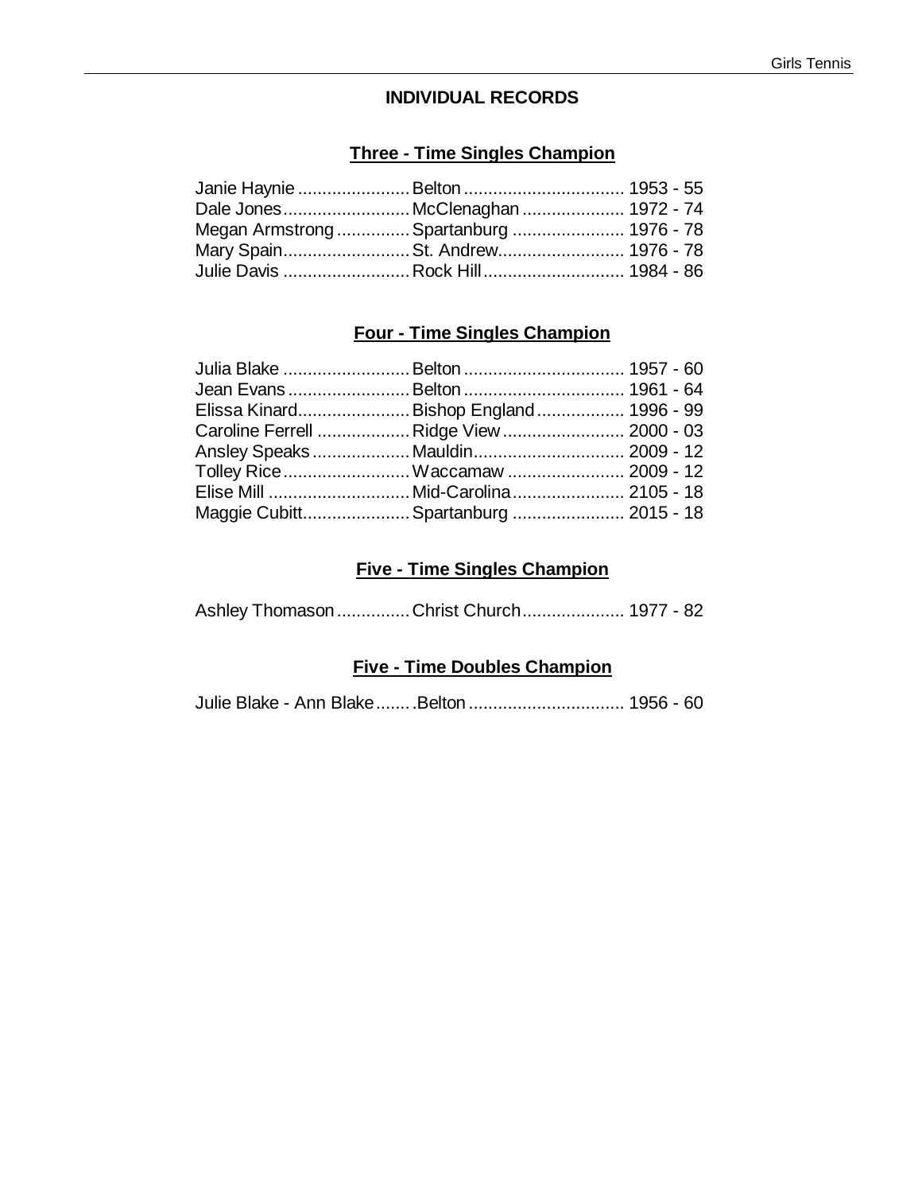# INDIVIDUAL RECORDS

## Three - Time Singles Champion

| Name | School | Years |
|---|---|---|
| Janie Haynie | Belton | 1953 - 55 |
| Dale Jones | McClenaghan | 1972 - 74 |
| Megan Armstrong | Spartanburg | 1976 - 78 |
| Mary Spain | St. Andrew | 1976 - 78 |
| Julie Davis | Rock Hill | 1984 - 86 |

## Four - Time Singles Champion

| Name | School | Years |
|---|---|---|
| Julia Blake | Belton | 1957 - 60 |
| Jean Evans | Belton | 1961 - 64 |
| Elissa Kinard | Bishop England | 1996 - 99 |
| Caroline Ferrell | Ridge View | 2000 - 03 |
| Ansley Speaks | Mauldin | 2009 - 12 |
| Tolley Rice | Waccamaw | 2009 - 12 |
| Elise Mill | Mid-Carolina | 2105 - 18 |
| Maggie Cubitt | Spartanburg | 2015 - 18 |

## Five - Time Singles Champion

| Name | School | Years |
|---|---|---|
| Ashley Thomason | Christ Church | 1977 - 82 |

## Five - Time Doubles Champion

| Name | School | Years |
|---|---|---|
| Julie Blake - Ann Blake | .Belton | 1956 - 60 |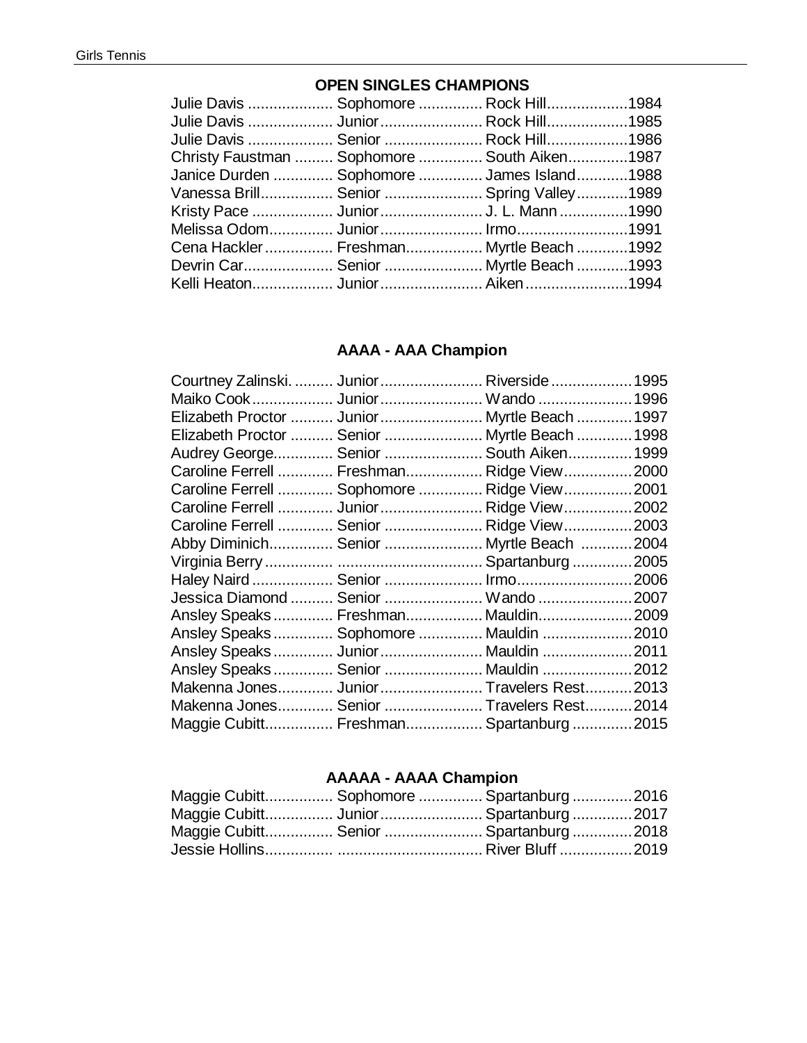## OPEN SINGLES CHAMPIONS

| Name | Class | School | Year |
|---|---|---|---|
| Julie Davis | Sophomore | Rock Hill | 1984 |
| Julie Davis | Junior | Rock Hill | 1985 |
| Julie Davis | Senior | Rock Hill | 1986 |
| Christy Faustman | Sophomore | South Aiken | 1987 |
| Janice Durden | Sophomore | James Island | 1988 |
| Vanessa Brill | Senior | Spring Valley | 1989 |
| Kristy Pace | Junior | J. L. Mann | 1990 |
| Melissa Odom | Junior | Irmo | 1991 |
| Cena Hackler | Freshman | Myrtle Beach | 1992 |
| Devrin Car | Senior | Myrtle Beach | 1993 |
| Kelli Heaton | Junior | Aiken | 1994 |

## AAAA - AAA Champion

| Name | Class | School | Year |
|---|---|---|---|
| Courtney Zalinski. | Junior | Riverside | 1995 |
| Maiko Cook | Junior | Wando | 1996 |
| Elizabeth Proctor | Junior | Myrtle Beach | 1997 |
| Elizabeth Proctor | Senior | Myrtle Beach | 1998 |
| Audrey George | Senior | South Aiken | 1999 |
| Caroline Ferrell | Freshman | Ridge View | 2000 |
| Caroline Ferrell | Sophomore | Ridge View | 2001 |
| Caroline Ferrell | Junior | Ridge View | 2002 |
| Caroline Ferrell | Senior | Ridge View | 2003 |
| Abby Diminich | Senior | Myrtle Beach | 2004 |
| Virginia Berry | | Spartanburg | 2005 |
| Haley Naird | Senior | Irmo | 2006 |
| Jessica Diamond | Senior | Wando | 2007 |
| Ansley Speaks | Freshman | Mauldin | 2009 |
| Ansley Speaks | Sophomore | Mauldin | 2010 |
| Ansley Speaks | Junior | Mauldin | 2011 |
| Ansley Speaks | Senior | Mauldin | 2012 |
| Makenna Jones | Junior | Travelers Rest | 2013 |
| Makenna Jones | Senior | Travelers Rest | 2014 |
| Maggie Cubitt | Freshman | Spartanburg | 2015 |

## AAAAA - AAAA Champion

| Name | Class | School | Year |
|---|---|---|---|
| Maggie Cubitt | Sophomore | Spartanburg | 2016 |
| Maggie Cubitt | Junior | Spartanburg | 2017 |
| Maggie Cubitt | Senior | Spartanburg | 2018 |
| Jessie Hollins | | River Bluff | 2019 |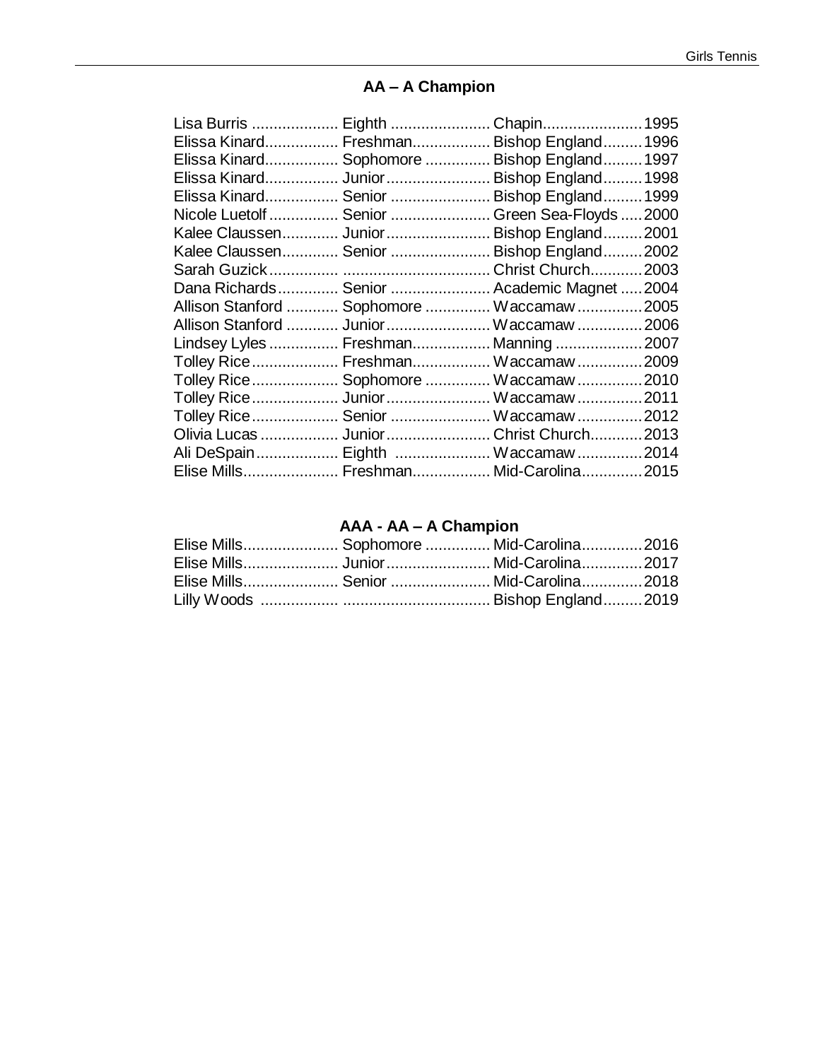## AA – A Champion

| | | | |
|---|---|---|---|
| Lisa Burris | Eighth | Chapin | 1995 |
| Elissa Kinard | Freshman | Bishop England | 1996 |
| Elissa Kinard | Sophomore | Bishop England | 1997 |
| Elissa Kinard | Junior | Bishop England | 1998 |
| Elissa Kinard | Senior | Bishop England | 1999 |
| Nicole Luetolf | Senior | Green Sea-Floyds | 2000 |
| Kalee Claussen | Junior | Bishop England | 2001 |
| Kalee Claussen | Senior | Bishop England | 2002 |
| Sarah Guzick | | Christ Church | 2003 |
| Dana Richards | Senior | Academic Magnet | 2004 |
| Allison Stanford | Sophomore | Waccamaw | 2005 |
| Allison Stanford | Junior | Waccamaw | 2006 |
| Lindsey Lyles | Freshman | Manning | 2007 |
| Tolley Rice | Freshman | Waccamaw | 2009 |
| Tolley Rice | Sophomore | Waccamaw | 2010 |
| Tolley Rice | Junior | Waccamaw | 2011 |
| Tolley Rice | Senior | Waccamaw | 2012 |
| Olivia Lucas | Junior | Christ Church | 2013 |
| Ali DeSpain | Eighth | Waccamaw | 2014 |
| Elise Mills | Freshman | Mid-Carolina | 2015 |

## AAA - AA – A Champion

| | | | |
|---|---|---|---|
| Elise Mills | Sophomore | Mid-Carolina | 2016 |
| Elise Mills | Junior | Mid-Carolina | 2017 |
| Elise Mills | Senior | Mid-Carolina | 2018 |
| Lilly Woods | | Bishop England | 2019 |